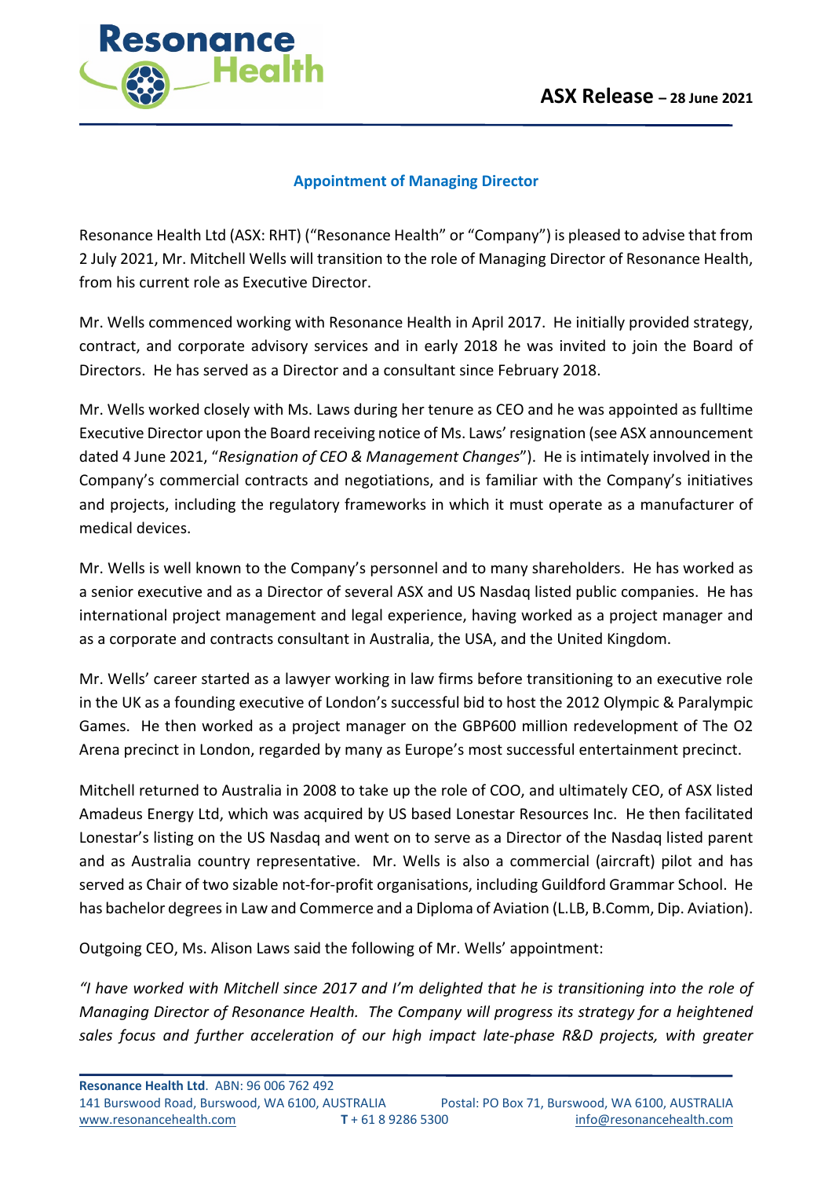**ASX Release – 28 June 2021**

## Appointment of Managing Director

Resonance Health Ltd (ASX: RHT) ("Resonance Health" or "Company") is pleased to advise that from 2 July 2021, Mr. Mitchell Wells will transition to the role of Managing Director of Resonance Health, from his current role as Executive Director.

Mr. Wells commenced working with Resonance Health in April 2017. He initially provided strategy, contract, and corporate advisory services and in early 2018 he was invited to join the Board of Directors. He has served as a Director and a consultant since February 2018.

Mr. Wells worked closely with Ms. Laws during her tenure as CEO and he was appointed as fulltime Executive Director upon the Board receiving notice of Ms. Laws' resignation (see ASX announcement dated 4 June 2021, "*Resignation of CEO & Management Changes*"). He is intimately involved in the Company's commercial contracts and negotiations, and is familiar with the Company's initiatives and projects, including the regulatory frameworks in which it must operate as a manufacturer of medical devices.

Mr. Wells is well known to the Company's personnel and to many shareholders. He has worked as a senior executive and as a Director of several ASX and US Nasdaq listed public companies. He has international project management and legal experience, having worked as a project manager and as a corporate and contracts consultant in Australia, the USA, and the United Kingdom.

Mr. Wells' career started as a lawyer working in law firms before transitioning to an executive role in the UK as a founding executive of London's successful bid to host the 2012 Olympic & Paralympic Games. He then worked as a project manager on the GBP600 million redevelopment of The O2 Arena precinct in London, regarded by many as Europe's most successful entertainment precinct.

Mitchell returned to Australia in 2008 to take up the role of COO, and ultimately CEO, of ASX listed Amadeus Energy Ltd, which was acquired by US based Lonestar Resources Inc. He then facilitated Lonestar's listing on the US Nasdaq and went on to serve as a Director of the Nasdaq listed parent and as Australia country representative. Mr. Wells is also a commercial (aircraft) pilot and has served as Chair of two sizable not-for-profit organisations, including Guildford Grammar School. He has bachelor degrees in Law and Commerce and a Diploma of Aviation (L.LB, B.Comm, Dip. Aviation).

Outgoing CEO, Ms. Alison Laws said the following of Mr. Wells' appointment:

*"I have worked with Mitchell since 2017 and I'm delighted that he is transitioning into the role of Managing Director of Resonance Health. The Company will progress its strategy for a heightened sales focus and further acceleration of our high impact late-phase R&D projects, with greater*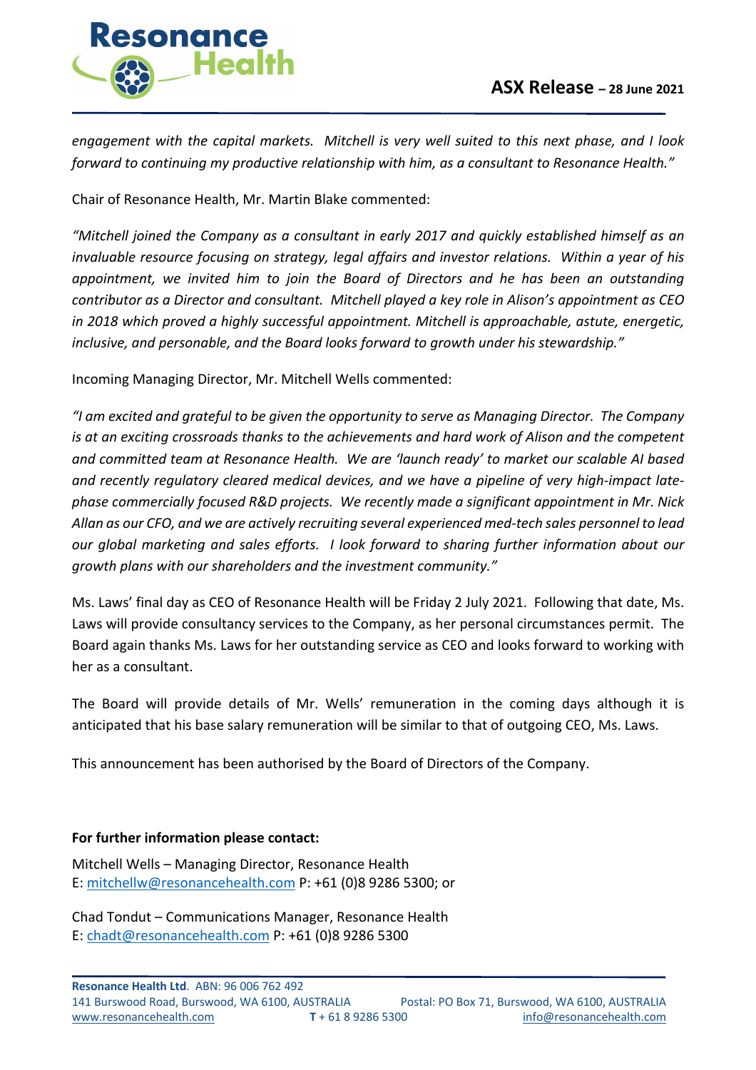*engagement with the capital markets. Mitchell is very well suited to this next phase, and I look forward to continuing my productive relationship with him, as a consultant to Resonance Health."*

Chair of Resonance Health, Mr. Martin Blake commented:

*"Mitchell joined the Company as a consultant in early 2017 and quickly established himself as an invaluable resource focusing on strategy, legal affairs and investor relations. Within a year of his appointment, we invited him to join the Board of Directors and he has been an outstanding contributor as a Director and consultant. Mitchell played a key role in Alison's appointment as CEO in 2018 which proved a highly successful appointment. Mitchell is approachable, astute, energetic, inclusive, and personable, and the Board looks forward to growth under his stewardship."*

Incoming Managing Director, Mr. Mitchell Wells commented:

*"I am excited and grateful to be given the opportunity to serve as Managing Director. The Company is at an exciting crossroads thanks to the achievements and hard work of Alison and the competent and committed team at Resonance Health. We are 'launch ready' to market our scalable AI based and recently regulatory cleared medical devices, and we have a pipeline of very high-impact late-phase commercially focused R&D projects. We recently made a significant appointment in Mr. Nick Allan as our CFO, and we are actively recruiting several experienced med-tech sales personnel to lead our global marketing and sales efforts. I look forward to sharing further information about our growth plans with our shareholders and the investment community."*

Ms. Laws' final day as CEO of Resonance Health will be Friday 2 July 2021. Following that date, Ms. Laws will provide consultancy services to the Company, as her personal circumstances permit. The Board again thanks Ms. Laws for her outstanding service as CEO and looks forward to working with her as a consultant.

The Board will provide details of Mr. Wells' remuneration in the coming days although it is anticipated that his base salary remuneration will be similar to that of outgoing CEO, Ms. Laws.

This announcement has been authorised by the Board of Directors of the Company.

**For further information please contact:**

Mitchell Wells – Managing Director, Resonance Health
E: mitchellw@resonancehealth.com P: +61 (0)8 9286 5300; or

Chad Tondut – Communications Manager, Resonance Health
E: chadt@resonancehealth.com P: +61 (0)8 9286 5300